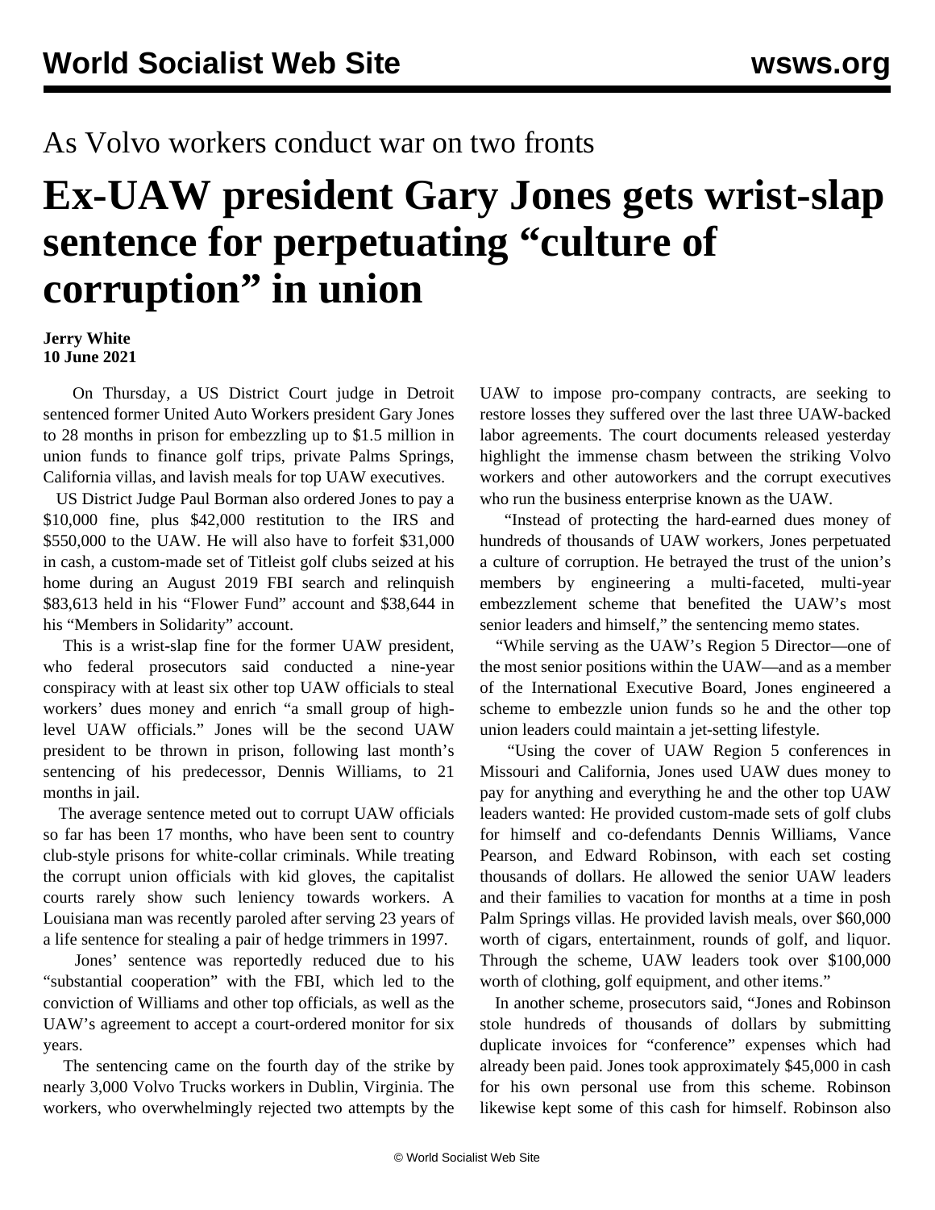As Volvo workers conduct war on two fronts

# Ex-UAW president Gary Jones gets wrist-slap sentence for perpetuating “culture of corruption” in union

**Jerry White**
**10 June 2021**

On Thursday, a US District Court judge in Detroit sentenced former United Auto Workers president Gary Jones to 28 months in prison for embezzling up to $1.5 million in union funds to finance golf trips, private Palms Springs, California villas, and lavish meals for top UAW executives.

US District Judge Paul Borman also ordered Jones to pay a $10,000 fine, plus $42,000 restitution to the IRS and $550,000 to the UAW. He will also have to forfeit $31,000 in cash, a custom-made set of Titleist golf clubs seized at his home during an August 2019 FBI search and relinquish $83,613 held in his “Flower Fund” account and $38,644 in his “Members in Solidarity” account.

This is a wrist-slap fine for the former UAW president, who federal prosecutors said conducted a nine-year conspiracy with at least six other top UAW officials to steal workers’ dues money and enrich “a small group of high-level UAW officials.” Jones will be the second UAW president to be thrown in prison, following last month’s sentencing of his predecessor, Dennis Williams, to 21 months in jail.

The average sentence meted out to corrupt UAW officials so far has been 17 months, who have been sent to country club-style prisons for white-collar criminals. While treating the corrupt union officials with kid gloves, the capitalist courts rarely show such leniency towards workers. A Louisiana man was recently paroled after serving 23 years of a life sentence for stealing a pair of hedge trimmers in 1997.

Jones’ sentence was reportedly reduced due to his “substantial cooperation” with the FBI, which led to the conviction of Williams and other top officials, as well as the UAW’s agreement to accept a court-ordered monitor for six years.

The sentencing came on the fourth day of the strike by nearly 3,000 Volvo Trucks workers in Dublin, Virginia. The workers, who overwhelmingly rejected two attempts by the UAW to impose pro-company contracts, are seeking to restore losses they suffered over the last three UAW-backed labor agreements. The court documents released yesterday highlight the immense chasm between the striking Volvo workers and other autoworkers and the corrupt executives who run the business enterprise known as the UAW.

“Instead of protecting the hard-earned dues money of hundreds of thousands of UAW workers, Jones perpetuated a culture of corruption. He betrayed the trust of the union’s members by engineering a multi-faceted, multi-year embezzlement scheme that benefited the UAW’s most senior leaders and himself,” the sentencing memo states.

“While serving as the UAW’s Region 5 Director—one of the most senior positions within the UAW—and as a member of the International Executive Board, Jones engineered a scheme to embezzle union funds so he and the other top union leaders could maintain a jet-setting lifestyle.

“Using the cover of UAW Region 5 conferences in Missouri and California, Jones used UAW dues money to pay for anything and everything he and the other top UAW leaders wanted: He provided custom-made sets of golf clubs for himself and co-defendants Dennis Williams, Vance Pearson, and Edward Robinson, with each set costing thousands of dollars. He allowed the senior UAW leaders and their families to vacation for months at a time in posh Palm Springs villas. He provided lavish meals, over $60,000 worth of cigars, entertainment, rounds of golf, and liquor. Through the scheme, UAW leaders took over $100,000 worth of clothing, golf equipment, and other items.”

In another scheme, prosecutors said, “Jones and Robinson stole hundreds of thousands of dollars by submitting duplicate invoices for “conference” expenses which had already been paid. Jones took approximately $45,000 in cash for his own personal use from this scheme. Robinson likewise kept some of this cash for himself. Robinson also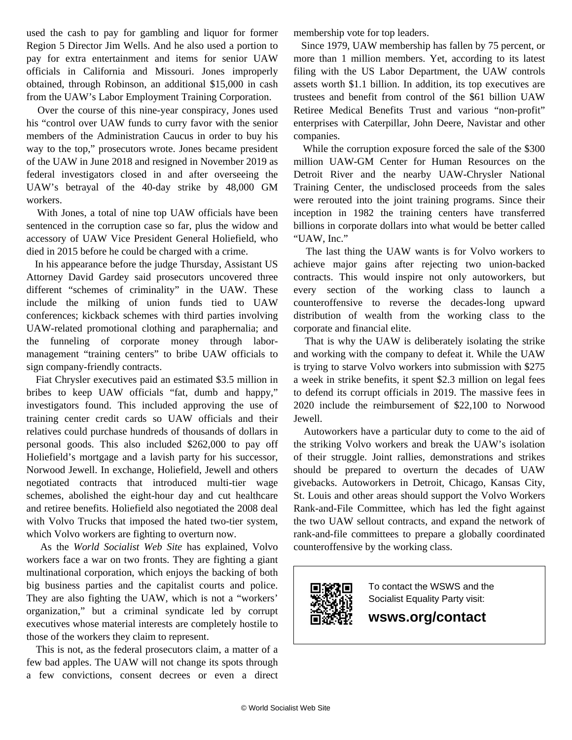used the cash to pay for gambling and liquor for former Region 5 Director Jim Wells. And he also used a portion to pay for extra entertainment and items for senior UAW officials in California and Missouri. Jones improperly obtained, through Robinson, an additional $15,000 in cash from the UAW's Labor Employment Training Corporation.

Over the course of this nine-year conspiracy, Jones used his "control over UAW funds to curry favor with the senior members of the Administration Caucus in order to buy his way to the top," prosecutors wrote. Jones became president of the UAW in June 2018 and resigned in November 2019 as federal investigators closed in and after overseeing the UAW's betrayal of the 40-day strike by 48,000 GM workers.

With Jones, a total of nine top UAW officials have been sentenced in the corruption case so far, plus the widow and accessory of UAW Vice President General Holiefield, who died in 2015 before he could be charged with a crime.

In his appearance before the judge Thursday, Assistant US Attorney David Gardey said prosecutors uncovered three different "schemes of criminality" in the UAW. These include the milking of union funds tied to UAW conferences; kickback schemes with third parties involving UAW-related promotional clothing and paraphernalia; and the funneling of corporate money through labor-management "training centers" to bribe UAW officials to sign company-friendly contracts.

Fiat Chrysler executives paid an estimated $3.5 million in bribes to keep UAW officials "fat, dumb and happy," investigators found. This included approving the use of training center credit cards so UAW officials and their relatives could purchase hundreds of thousands of dollars in personal goods. This also included $262,000 to pay off Holiefield's mortgage and a lavish party for his successor, Norwood Jewell. In exchange, Holiefield, Jewell and others negotiated contracts that introduced multi-tier wage schemes, abolished the eight-hour day and cut healthcare and retiree benefits. Holiefield also negotiated the 2008 deal with Volvo Trucks that imposed the hated two-tier system, which Volvo workers are fighting to overturn now.

As the *World Socialist Web Site* has explained, Volvo workers face a war on two fronts. They are fighting a giant multinational corporation, which enjoys the backing of both big business parties and the capitalist courts and police. They are also fighting the UAW, which is not a "workers' organization," but a criminal syndicate led by corrupt executives whose material interests are completely hostile to those of the workers they claim to represent.

This is not, as the federal prosecutors claim, a matter of a few bad apples. The UAW will not change its spots through a few convictions, consent decrees or even a direct membership vote for top leaders.

Since 1979, UAW membership has fallen by 75 percent, or more than 1 million members. Yet, according to its latest filing with the US Labor Department, the UAW controls assets worth $1.1 billion. In addition, its top executives are trustees and benefit from control of the $61 billion UAW Retiree Medical Benefits Trust and various "non-profit" enterprises with Caterpillar, John Deere, Navistar and other companies.

While the corruption exposure forced the sale of the $300 million UAW-GM Center for Human Resources on the Detroit River and the nearby UAW-Chrysler National Training Center, the undisclosed proceeds from the sales were rerouted into the joint training programs. Since their inception in 1982 the training centers have transferred billions in corporate dollars into what would be better called "UAW, Inc."

The last thing the UAW wants is for Volvo workers to achieve major gains after rejecting two union-backed contracts. This would inspire not only autoworkers, but every section of the working class to launch a counteroffensive to reverse the decades-long upward distribution of wealth from the working class to the corporate and financial elite.

That is why the UAW is deliberately isolating the strike and working with the company to defeat it. While the UAW is trying to starve Volvo workers into submission with $275 a week in strike benefits, it spent $2.3 million on legal fees to defend its corrupt officials in 2019. The massive fees in 2020 include the reimbursement of $22,100 to Norwood Jewell.

Autoworkers have a particular duty to come to the aid of the striking Volvo workers and break the UAW's isolation of their struggle. Joint rallies, demonstrations and strikes should be prepared to overturn the decades of UAW givebacks. Autoworkers in Detroit, Chicago, Kansas City, St. Louis and other areas should support the Volvo Workers Rank-and-File Committee, which has led the fight against the two UAW sellout contracts, and expand the network of rank-and-file committees to prepare a globally coordinated counteroffensive by the working class.

To contact the WSWS and the Socialist Equality Party visit:

**wsws.org/contact**